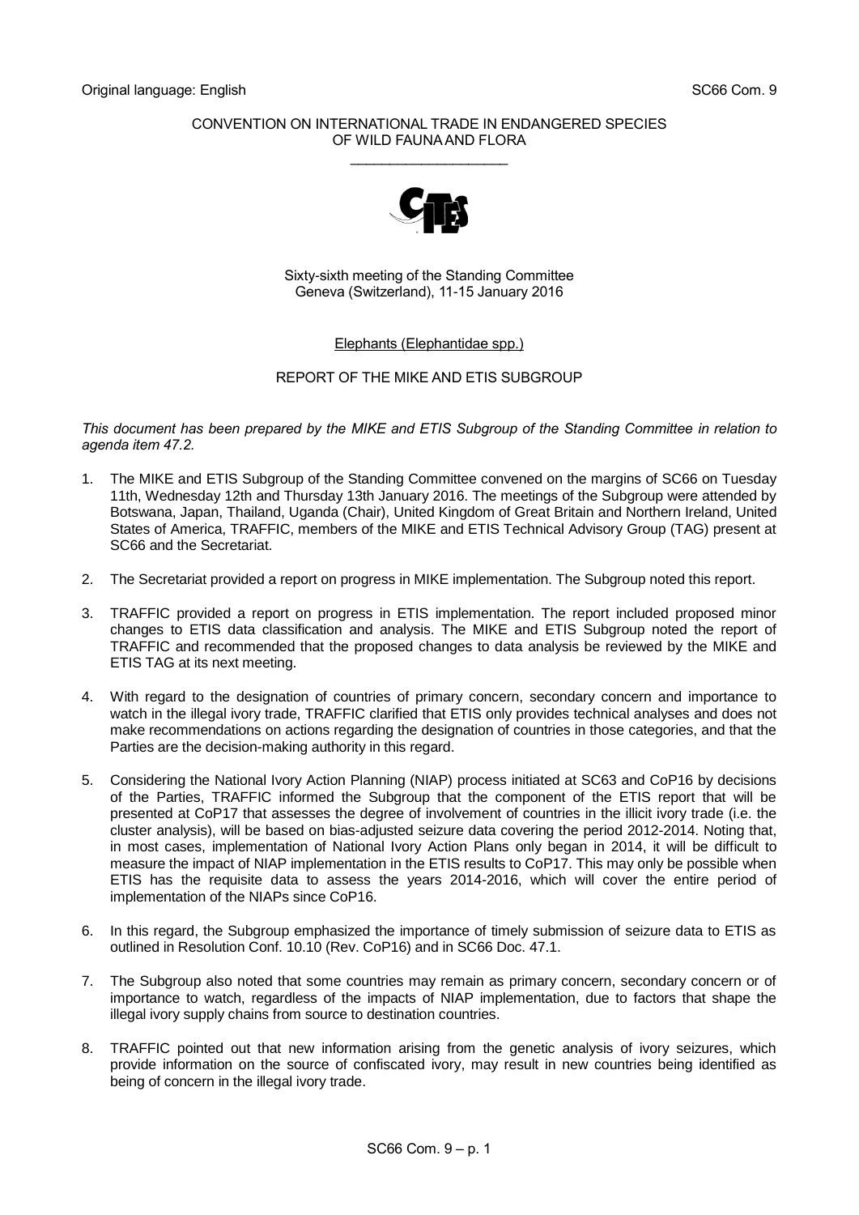Original language: English

SC66 Com. 9

CONVENTION ON INTERNATIONAL TRADE IN ENDANGERED SPECIES
OF WILD FAUNA AND FLORA

\_\_\_\_\_\_\_\_\_\_\_\_\_\_\_\_\_\_\_\_

Sixty-sixth meeting of the Standing Committee
Geneva (Switzerland), 11-15 January 2016

Elephants (Elephantidae spp.)

REPORT OF THE MIKE AND ETIS SUBGROUP

*This document has been prepared by the MIKE and ETIS Subgroup of the Standing Committee in relation to agenda item 47.2.*

1. The MIKE and ETIS Subgroup of the Standing Committee convened on the margins of SC66 on Tuesday 11th, Wednesday 12th and Thursday 13th January 2016. The meetings of the Subgroup were attended by Botswana, Japan, Thailand, Uganda (Chair), United Kingdom of Great Britain and Northern Ireland, United States of America, TRAFFIC, members of the MIKE and ETIS Technical Advisory Group (TAG) present at SC66 and the Secretariat.

2. The Secretariat provided a report on progress in MIKE implementation. The Subgroup noted this report.

3. TRAFFIC provided a report on progress in ETIS implementation. The report included proposed minor changes to ETIS data classification and analysis. The MIKE and ETIS Subgroup noted the report of TRAFFIC and recommended that the proposed changes to data analysis be reviewed by the MIKE and ETIS TAG at its next meeting.

4. With regard to the designation of countries of primary concern, secondary concern and importance to watch in the illegal ivory trade, TRAFFIC clarified that ETIS only provides technical analyses and does not make recommendations on actions regarding the designation of countries in those categories, and that the Parties are the decision-making authority in this regard.

5. Considering the National Ivory Action Planning (NIAP) process initiated at SC63 and CoP16 by decisions of the Parties, TRAFFIC informed the Subgroup that the component of the ETIS report that will be presented at CoP17 that assesses the degree of involvement of countries in the illicit ivory trade (i.e. the cluster analysis), will be based on bias-adjusted seizure data covering the period 2012-2014. Noting that, in most cases, implementation of National Ivory Action Plans only began in 2014, it will be difficult to measure the impact of NIAP implementation in the ETIS results to CoP17. This may only be possible when ETIS has the requisite data to assess the years 2014-2016, which will cover the entire period of implementation of the NIAPs since CoP16.

6. In this regard, the Subgroup emphasized the importance of timely submission of seizure data to ETIS as outlined in Resolution Conf. 10.10 (Rev. CoP16) and in SC66 Doc. 47.1.

7. The Subgroup also noted that some countries may remain as primary concern, secondary concern or of importance to watch, regardless of the impacts of NIAP implementation, due to factors that shape the illegal ivory supply chains from source to destination countries.

8. TRAFFIC pointed out that new information arising from the genetic analysis of ivory seizures, which provide information on the source of confiscated ivory, may result in new countries being identified as being of concern in the illegal ivory trade.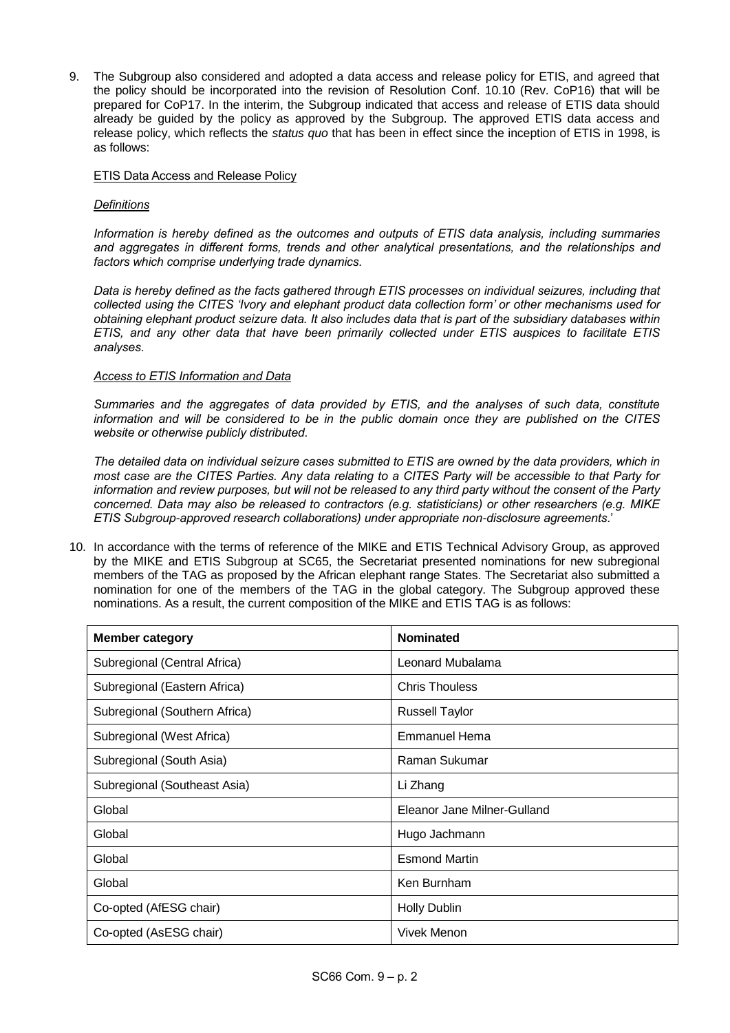9. The Subgroup also considered and adopted a data access and release policy for ETIS, and agreed that the policy should be incorporated into the revision of Resolution Conf. 10.10 (Rev. CoP16) that will be prepared for CoP17. In the interim, the Subgroup indicated that access and release of ETIS data should already be guided by the policy as approved by the Subgroup. The approved ETIS data access and release policy, which reflects the *status quo* that has been in effect since the inception of ETIS in 1998, is as follows:

   ETIS Data Access and Release Policy

   *Definitions*

   *Information is hereby defined as the outcomes and outputs of ETIS data analysis, including summaries and aggregates in different forms, trends and other analytical presentations, and the relationships and factors which comprise underlying trade dynamics.*

   *Data is hereby defined as the facts gathered through ETIS processes on individual seizures, including that collected using the CITES 'Ivory and elephant product data collection form' or other mechanisms used for obtaining elephant product seizure data. It also includes data that is part of the subsidiary databases within ETIS, and any other data that have been primarily collected under ETIS auspices to facilitate ETIS analyses.*

   *Access to ETIS Information and Data*

   *Summaries and the aggregates of data provided by ETIS, and the analyses of such data, constitute information and will be considered to be in the public domain once they are published on the CITES website or otherwise publicly distributed.*

   *The detailed data on individual seizure cases submitted to ETIS are owned by the data providers, which in most case are the CITES Parties. Any data relating to a CITES Party will be accessible to that Party for information and review purposes, but will not be released to any third party without the consent of the Party concerned. Data may also be released to contractors (e.g. statisticians) or other researchers (e.g. MIKE ETIS Subgroup-approved research collaborations) under appropriate non-disclosure agreements.*'

10. In accordance with the terms of reference of the MIKE and ETIS Technical Advisory Group, as approved by the MIKE and ETIS Subgroup at SC65, the Secretariat presented nominations for new subregional members of the TAG as proposed by the African elephant range States. The Secretariat also submitted a nomination for one of the members of the TAG in the global category. The Subgroup approved these nominations. As a result, the current composition of the MIKE and ETIS TAG is as follows:

| **Member category** | **Nominated** |
|---|---|
| Subregional (Central Africa) | Leonard Mubalama |
| Subregional (Eastern Africa) | Chris Thouless |
| Subregional (Southern Africa) | Russell Taylor |
| Subregional (West Africa) | Emmanuel Hema |
| Subregional (South Asia) | Raman Sukumar |
| Subregional (Southeast Asia) | Li Zhang |
| Global | Eleanor Jane Milner-Gulland |
| Global | Hugo Jachmann |
| Global | Esmond Martin |
| Global | Ken Burnham |
| Co-opted (AfESG chair) | Holly Dublin |
| Co-opted (AsESG chair) | Vivek Menon |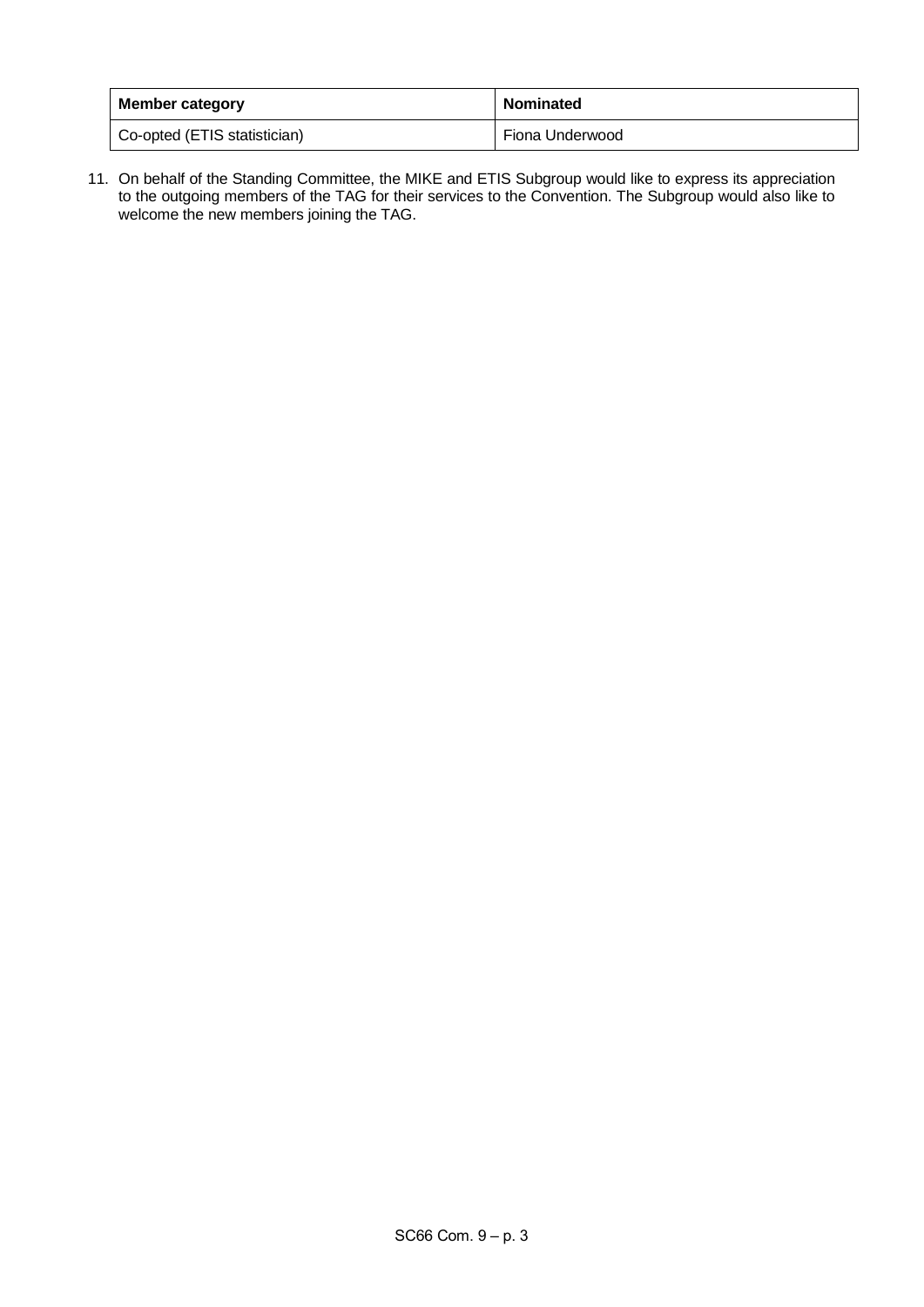| Member category | Nominated |
|---|---|
| Co-opted (ETIS statistician) | Fiona Underwood |

11. On behalf of the Standing Committee, the MIKE and ETIS Subgroup would like to express its appreciation to the outgoing members of the TAG for their services to the Convention. The Subgroup would also like to welcome the new members joining the TAG.